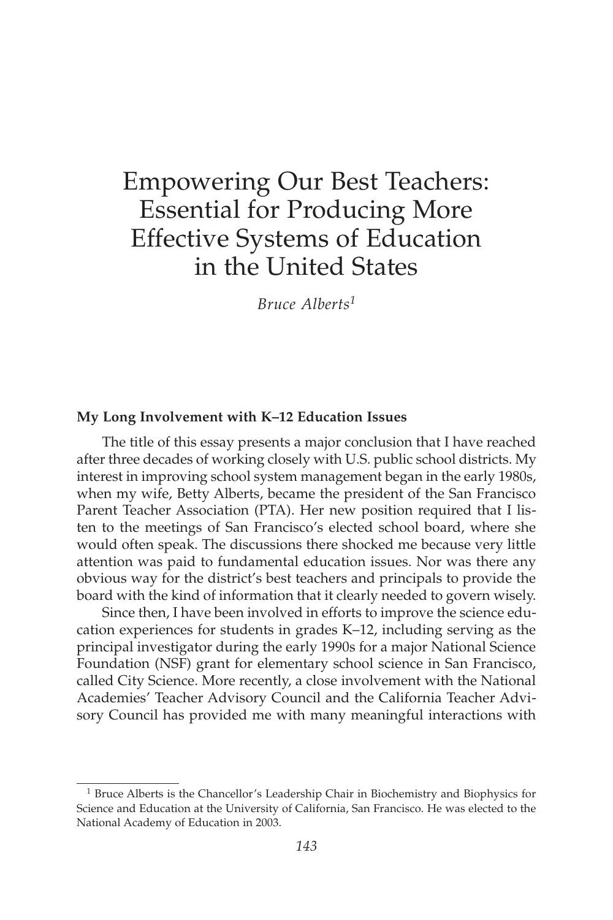# Empowering Our Best Teachers: Essential for Producing More Effective Systems of Education in the United States

*Bruce Alberts*[1]

## My Long Involvement with K–12 Education Issues

The title of this essay presents a major conclusion that I have reached after three decades of working closely with U.S. public school districts. My interest in improving school system management began in the early 1980s, when my wife, Betty Alberts, became the president of the San Francisco Parent Teacher Association (PTA). Her new position required that I listen to the meetings of San Francisco's elected school board, where she would often speak. The discussions there shocked me because very little attention was paid to fundamental education issues. Nor was there any obvious way for the district's best teachers and principals to provide the board with the kind of information that it clearly needed to govern wisely.

Since then, I have been involved in efforts to improve the science education experiences for students in grades K–12, including serving as the principal investigator during the early 1990s for a major National Science Foundation (NSF) grant for elementary school science in San Francisco, called City Science. More recently, a close involvement with the National Academies' Teacher Advisory Council and the California Teacher Advisory Council has provided me with many meaningful interactions with

[1] Bruce Alberts is the Chancellor's Leadership Chair in Biochemistry and Biophysics for Science and Education at the University of California, San Francisco. He was elected to the National Academy of Education in 2003.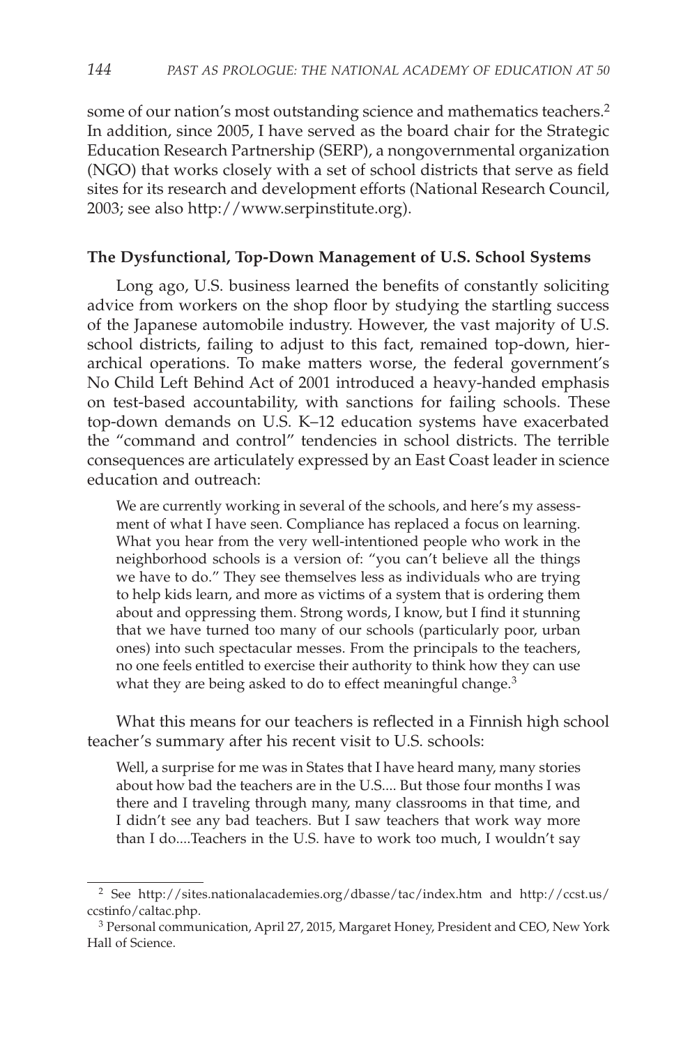some of our nation's most outstanding science and mathematics teachers.[2] In addition, since 2005, I have served as the board chair for the Strategic Education Research Partnership (SERP), a nongovernmental organization (NGO) that works closely with a set of school districts that serve as field sites for its research and development efforts (National Research Council, 2003; see also http://www.serpinstitute.org).

**The Dysfunctional, Top-Down Management of U.S. School Systems**

Long ago, U.S. business learned the benefits of constantly soliciting advice from workers on the shop floor by studying the startling success of the Japanese automobile industry. However, the vast majority of U.S. school districts, failing to adjust to this fact, remained top-down, hierarchical operations. To make matters worse, the federal government's No Child Left Behind Act of 2001 introduced a heavy-handed emphasis on test-based accountability, with sanctions for failing schools. These top-down demands on U.S. K–12 education systems have exacerbated the "command and control" tendencies in school districts. The terrible consequences are articulately expressed by an East Coast leader in science education and outreach:

> We are currently working in several of the schools, and here's my assessment of what I have seen. Compliance has replaced a focus on learning. What you hear from the very well-intentioned people who work in the neighborhood schools is a version of: "you can't believe all the things we have to do." They see themselves less as individuals who are trying to help kids learn, and more as victims of a system that is ordering them about and oppressing them. Strong words, I know, but I find it stunning that we have turned too many of our schools (particularly poor, urban ones) into such spectacular messes. From the principals to the teachers, no one feels entitled to exercise their authority to think how they can use what they are being asked to do to effect meaningful change.[3]

What this means for our teachers is reflected in a Finnish high school teacher's summary after his recent visit to U.S. schools:

> Well, a surprise for me was in States that I have heard many, many stories about how bad the teachers are in the U.S.... But those four months I was there and I traveling through many, many classrooms in that time, and I didn't see any bad teachers. But I saw teachers that work way more than I do....Teachers in the U.S. have to work too much, I wouldn't say

---

[2] See http://sites.nationalacademies.org/dbasse/tac/index.htm and http://ccst.us/ccstinfo/caltac.php.

[3] Personal communication, April 27, 2015, Margaret Honey, President and CEO, New York Hall of Science.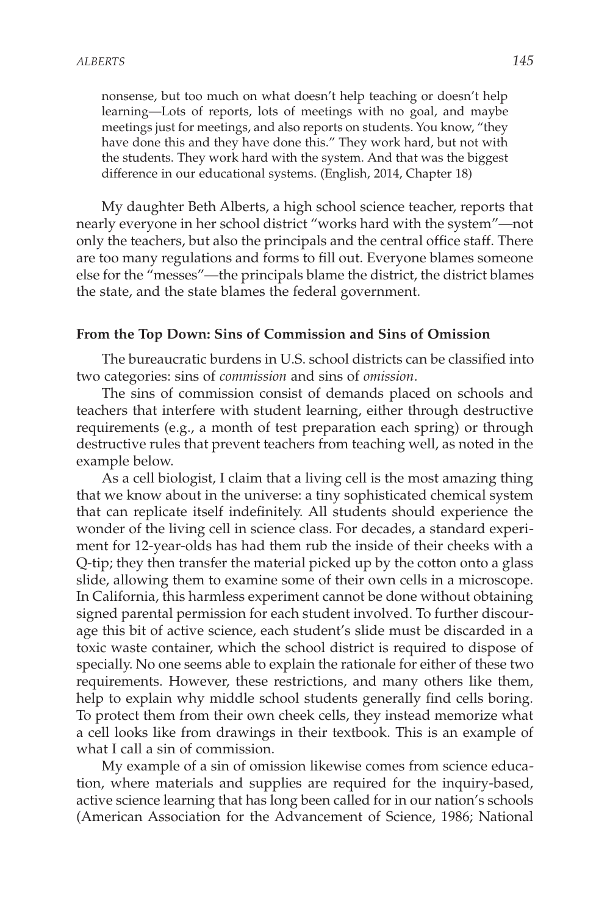> nonsense, but too much on what doesn't help teaching or doesn't help learning—Lots of reports, lots of meetings with no goal, and maybe meetings just for meetings, and also reports on students. You know, "they have done this and they have done this." They work hard, but not with the students. They work hard with the system. And that was the biggest difference in our educational systems. (English, 2014, Chapter 18)

My daughter Beth Alberts, a high school science teacher, reports that nearly everyone in her school district "works hard with the system"—not only the teachers, but also the principals and the central office staff. There are too many regulations and forms to fill out. Everyone blames someone else for the "messes"—the principals blame the district, the district blames the state, and the state blames the federal government.

### From the Top Down: Sins of Commission and Sins of Omission

The bureaucratic burdens in U.S. school districts can be classified into two categories: sins of *commission* and sins of *omission*.

The sins of commission consist of demands placed on schools and teachers that interfere with student learning, either through destructive requirements (e.g., a month of test preparation each spring) or through destructive rules that prevent teachers from teaching well, as noted in the example below.

As a cell biologist, I claim that a living cell is the most amazing thing that we know about in the universe: a tiny sophisticated chemical system that can replicate itself indefinitely. All students should experience the wonder of the living cell in science class. For decades, a standard experiment for 12-year-olds has had them rub the inside of their cheeks with a Q-tip; they then transfer the material picked up by the cotton onto a glass slide, allowing them to examine some of their own cells in a microscope. In California, this harmless experiment cannot be done without obtaining signed parental permission for each student involved. To further discourage this bit of active science, each student's slide must be discarded in a toxic waste container, which the school district is required to dispose of specially. No one seems able to explain the rationale for either of these two requirements. However, these restrictions, and many others like them, help to explain why middle school students generally find cells boring. To protect them from their own cheek cells, they instead memorize what a cell looks like from drawings in their textbook. This is an example of what I call a sin of commission.

My example of a sin of omission likewise comes from science education, where materials and supplies are required for the inquiry-based, active science learning that has long been called for in our nation's schools (American Association for the Advancement of Science, 1986; National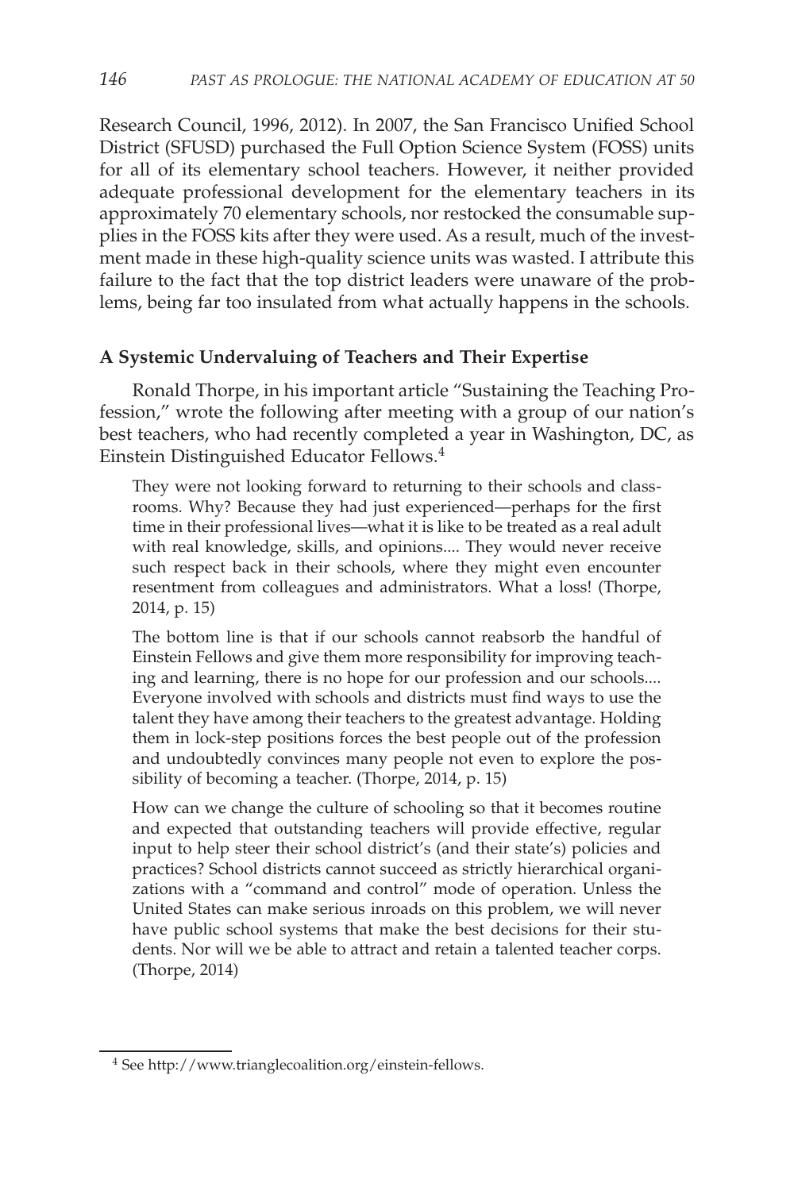Research Council, 1996, 2012). In 2007, the San Francisco Unified School District (SFUSD) purchased the Full Option Science System (FOSS) units for all of its elementary school teachers. However, it neither provided adequate professional development for the elementary teachers in its approximately 70 elementary schools, nor restocked the consumable supplies in the FOSS kits after they were used. As a result, much of the investment made in these high-quality science units was wasted. I attribute this failure to the fact that the top district leaders were unaware of the problems, being far too insulated from what actually happens in the schools.

### A Systemic Undervaluing of Teachers and Their Expertise

Ronald Thorpe, in his important article "Sustaining the Teaching Profession," wrote the following after meeting with a group of our nation's best teachers, who had recently completed a year in Washington, DC, as Einstein Distinguished Educator Fellows.[4]

> They were not looking forward to returning to their schools and classrooms. Why? Because they had just experienced—perhaps for the first time in their professional lives—what it is like to be treated as a real adult with real knowledge, skills, and opinions.... They would never receive such respect back in their schools, where they might even encounter resentment from colleagues and administrators. What a loss! (Thorpe, 2014, p. 15)
>
> The bottom line is that if our schools cannot reabsorb the handful of Einstein Fellows and give them more responsibility for improving teaching and learning, there is no hope for our profession and our schools.... Everyone involved with schools and districts must find ways to use the talent they have among their teachers to the greatest advantage. Holding them in lock-step positions forces the best people out of the profession and undoubtedly convinces many people not even to explore the possibility of becoming a teacher. (Thorpe, 2014, p. 15)
>
> How can we change the culture of schooling so that it becomes routine and expected that outstanding teachers will provide effective, regular input to help steer their school district's (and their state's) policies and practices? School districts cannot succeed as strictly hierarchical organizations with a "command and control" mode of operation. Unless the United States can make serious inroads on this problem, we will never have public school systems that make the best decisions for their students. Nor will we be able to attract and retain a talented teacher corps. (Thorpe, 2014)

---

[4] See http://www.trianglecoalition.org/einstein-fellows.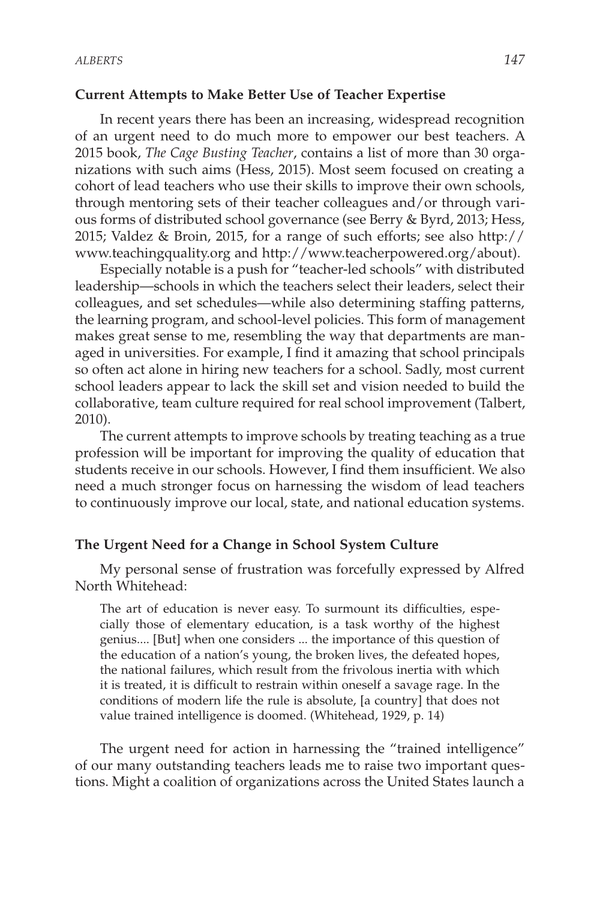## Current Attempts to Make Better Use of Teacher Expertise

In recent years there has been an increasing, widespread recognition of an urgent need to do much more to empower our best teachers. A 2015 book, *The Cage Busting Teacher*, contains a list of more than 30 organizations with such aims (Hess, 2015). Most seem focused on creating a cohort of lead teachers who use their skills to improve their own schools, through mentoring sets of their teacher colleagues and/or through various forms of distributed school governance (see Berry & Byrd, 2013; Hess, 2015; Valdez & Broin, 2015, for a range of such efforts; see also http://www.teachingquality.org and http://www.teacherpowered.org/about).

Especially notable is a push for "teacher-led schools" with distributed leadership—schools in which the teachers select their leaders, select their colleagues, and set schedules—while also determining staffing patterns, the learning program, and school-level policies. This form of management makes great sense to me, resembling the way that departments are managed in universities. For example, I find it amazing that school principals so often act alone in hiring new teachers for a school. Sadly, most current school leaders appear to lack the skill set and vision needed to build the collaborative, team culture required for real school improvement (Talbert, 2010).

The current attempts to improve schools by treating teaching as a true profession will be important for improving the quality of education that students receive in our schools. However, I find them insufficient. We also need a much stronger focus on harnessing the wisdom of lead teachers to continuously improve our local, state, and national education systems.

## The Urgent Need for a Change in School System Culture

My personal sense of frustration was forcefully expressed by Alfred North Whitehead:

> The art of education is never easy. To surmount its difficulties, especially those of elementary education, is a task worthy of the highest genius.... [But] when one considers ... the importance of this question of the education of a nation's young, the broken lives, the defeated hopes, the national failures, which result from the frivolous inertia with which it is treated, it is difficult to restrain within oneself a savage rage. In the conditions of modern life the rule is absolute, [a country] that does not value trained intelligence is doomed. (Whitehead, 1929, p. 14)

The urgent need for action in harnessing the "trained intelligence" of our many outstanding teachers leads me to raise two important questions. Might a coalition of organizations across the United States launch a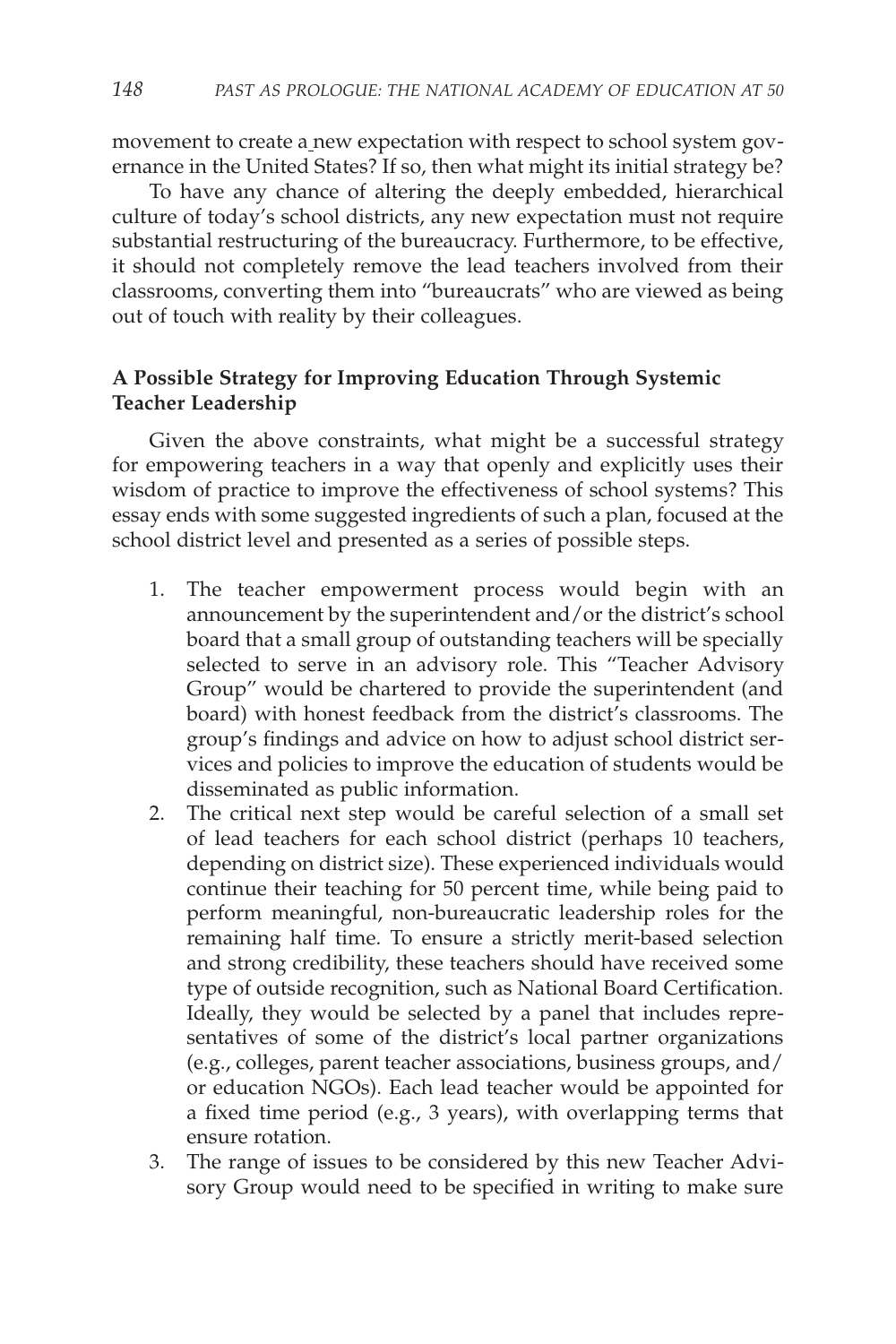movement to create a new expectation with respect to school system governance in the United States? If so, then what might its initial strategy be?

To have any chance of altering the deeply embedded, hierarchical culture of today's school districts, any new expectation must not require substantial restructuring of the bureaucracy. Furthermore, to be effective, it should not completely remove the lead teachers involved from their classrooms, converting them into "bureaucrats" who are viewed as being out of touch with reality by their colleagues.

**A Possible Strategy for Improving Education Through Systemic Teacher Leadership**

Given the above constraints, what might be a successful strategy for empowering teachers in a way that openly and explicitly uses their wisdom of practice to improve the effectiveness of school systems? This essay ends with some suggested ingredients of such a plan, focused at the school district level and presented as a series of possible steps.

1. The teacher empowerment process would begin with an announcement by the superintendent and/or the district's school board that a small group of outstanding teachers will be specially selected to serve in an advisory role. This "Teacher Advisory Group" would be chartered to provide the superintendent (and board) with honest feedback from the district's classrooms. The group's findings and advice on how to adjust school district services and policies to improve the education of students would be disseminated as public information.
2. The critical next step would be careful selection of a small set of lead teachers for each school district (perhaps 10 teachers, depending on district size). These experienced individuals would continue their teaching for 50 percent time, while being paid to perform meaningful, non-bureaucratic leadership roles for the remaining half time. To ensure a strictly merit-based selection and strong credibility, these teachers should have received some type of outside recognition, such as National Board Certification. Ideally, they would be selected by a panel that includes representatives of some of the district's local partner organizations (e.g., colleges, parent teacher associations, business groups, and/or education NGOs). Each lead teacher would be appointed for a fixed time period (e.g., 3 years), with overlapping terms that ensure rotation.
3. The range of issues to be considered by this new Teacher Advisory Group would need to be specified in writing to make sure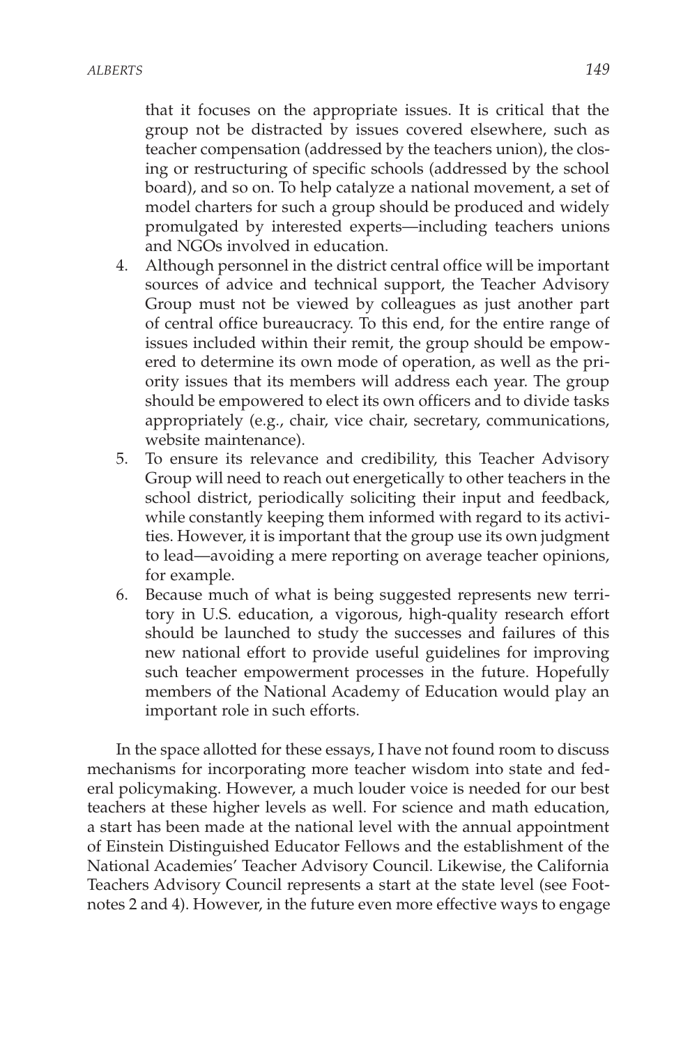that it focuses on the appropriate issues. It is critical that the group not be distracted by issues covered elsewhere, such as teacher compensation (addressed by the teachers union), the closing or restructuring of specific schools (addressed by the school board), and so on. To help catalyze a national movement, a set of model charters for such a group should be produced and widely promulgated by interested experts—including teachers unions and NGOs involved in education.

4. Although personnel in the district central office will be important sources of advice and technical support, the Teacher Advisory Group must not be viewed by colleagues as just another part of central office bureaucracy. To this end, for the entire range of issues included within their remit, the group should be empowered to determine its own mode of operation, as well as the priority issues that its members will address each year. The group should be empowered to elect its own officers and to divide tasks appropriately (e.g., chair, vice chair, secretary, communications, website maintenance).
5. To ensure its relevance and credibility, this Teacher Advisory Group will need to reach out energetically to other teachers in the school district, periodically soliciting their input and feedback, while constantly keeping them informed with regard to its activities. However, it is important that the group use its own judgment to lead—avoiding a mere reporting on average teacher opinions, for example.
6. Because much of what is being suggested represents new territory in U.S. education, a vigorous, high-quality research effort should be launched to study the successes and failures of this new national effort to provide useful guidelines for improving such teacher empowerment processes in the future. Hopefully members of the National Academy of Education would play an important role in such efforts.

In the space allotted for these essays, I have not found room to discuss mechanisms for incorporating more teacher wisdom into state and federal policymaking. However, a much louder voice is needed for our best teachers at these higher levels as well. For science and math education, a start has been made at the national level with the annual appointment of Einstein Distinguished Educator Fellows and the establishment of the National Academies' Teacher Advisory Council. Likewise, the California Teachers Advisory Council represents a start at the state level (see Footnotes 2 and 4). However, in the future even more effective ways to engage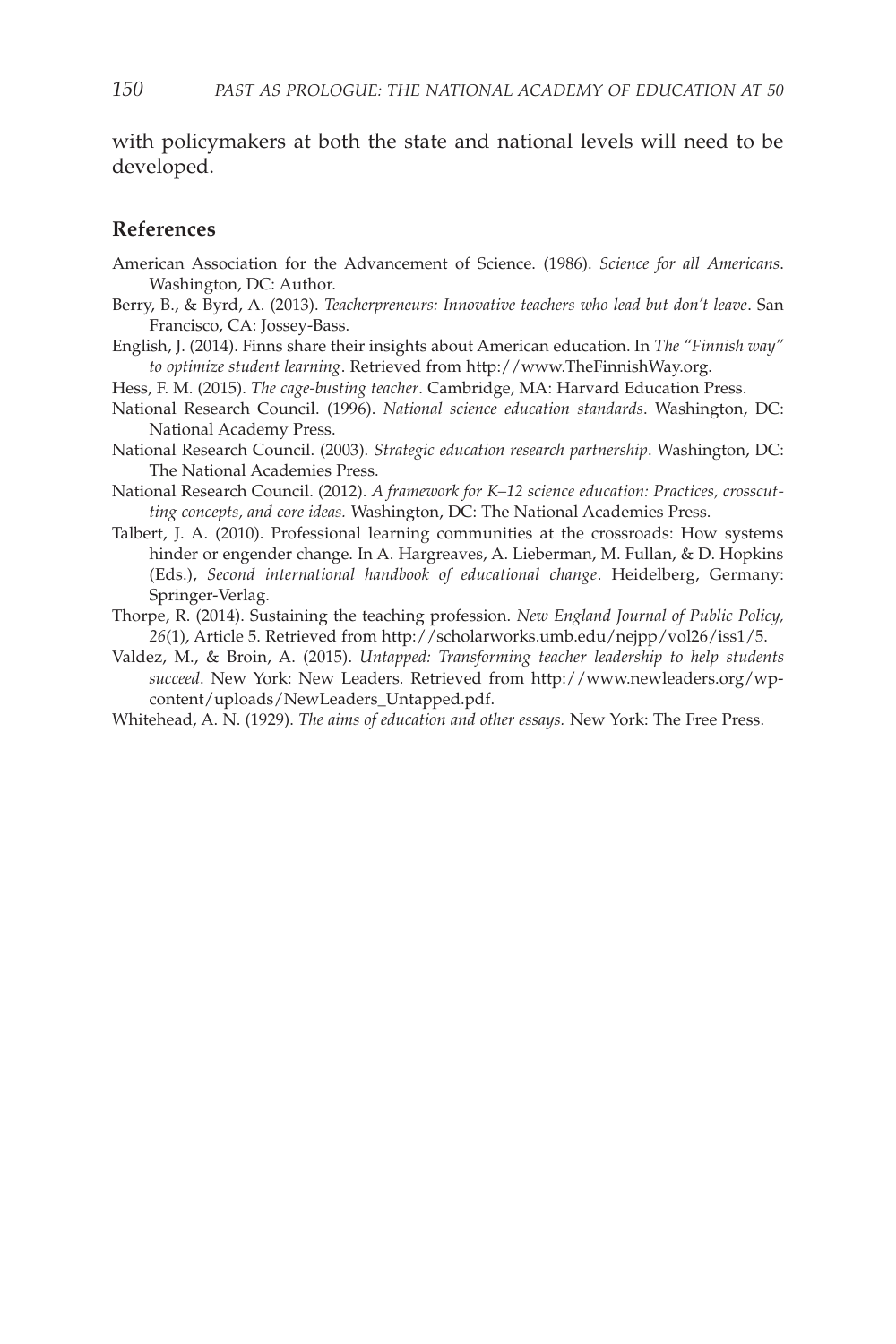with policymakers at both the state and national levels will need to be developed.

## References

American Association for the Advancement of Science. (1986). *Science for all Americans*. Washington, DC: Author.

Berry, B., & Byrd, A. (2013). *Teacherpreneurs: Innovative teachers who lead but don't leave*. San Francisco, CA: Jossey-Bass.

English, J. (2014). Finns share their insights about American education. In *The "Finnish way" to optimize student learning*. Retrieved from http://www.TheFinnishWay.org.

Hess, F. M. (2015). *The cage-busting teacher*. Cambridge, MA: Harvard Education Press.

National Research Council. (1996). *National science education standards*. Washington, DC: National Academy Press.

National Research Council. (2003). *Strategic education research partnership*. Washington, DC: The National Academies Press.

National Research Council. (2012). *A framework for K–12 science education: Practices, crosscutting concepts, and core ideas.* Washington, DC: The National Academies Press.

Talbert, J. A. (2010). Professional learning communities at the crossroads: How systems hinder or engender change. In A. Hargreaves, A. Lieberman, M. Fullan, & D. Hopkins (Eds.), *Second international handbook of educational change*. Heidelberg, Germany: Springer-Verlag.

Thorpe, R. (2014). Sustaining the teaching profession. *New England Journal of Public Policy, 26*(1), Article 5. Retrieved from http://scholarworks.umb.edu/nejpp/vol26/iss1/5.

Valdez, M., & Broin, A. (2015). *Untapped: Transforming teacher leadership to help students succeed*. New York: New Leaders. Retrieved from http://www.newleaders.org/wp-content/uploads/NewLeaders_Untapped.pdf.

Whitehead, A. N. (1929). *The aims of education and other essays.* New York: The Free Press.